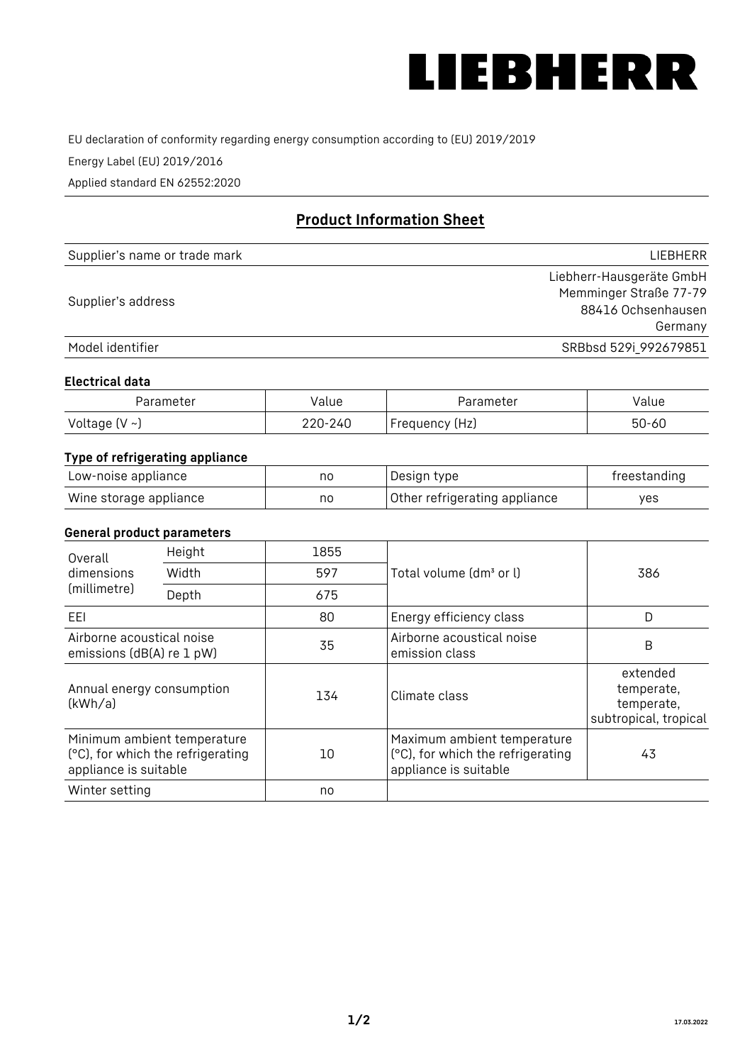LIEBHERR

EU declaration of conformity regarding energy consumption according to (EU) 2019/2019

Energy Label (EU) 2019/2016

Applied standard EN 62552:2020

## Product Information Sheet

| | |
|---|---|
| Supplier's name or trade mark | LIEBHERR |
| Supplier's address | Liebherr-Hausgeräte GmbH<br>Memminger Straße 77-79<br>88416 Ochsenhausen<br>Germany |
| Model identifier | SRBbsd 529i_992679851 |

### Electrical data

| Parameter | Value | Parameter | Value |
|---|---|---|---|
| Voltage (V ~) | 220-240 | Frequency (Hz) | 50-60 |

### Type of refrigerating appliance

| | | | |
|---|---|---|---|
| Low-noise appliance | no | Design type | freestanding |
| Wine storage appliance | no | Other refrigerating appliance | yes |

### General product parameters

| | | | | |
|---|---|---|---|---|
| Overall dimensions (millimetre) | Height | 1855 | Total volume (dm³ or l) | 386 |
| | Width | 597 | | |
| | Depth | 675 | | |
| EEI | | 80 | Energy efficiency class | D |
| Airborne acoustical noise emissions (dB(A) re 1 pW) | | 35 | Airborne acoustical noise emission class | B |
| Annual energy consumption (kWh/a) | | 134 | Climate class | extended temperate, temperate, subtropical, tropical |
| Minimum ambient temperature (°C), for which the refrigerating appliance is suitable | | 10 | Maximum ambient temperature (°C), for which the refrigerating appliance is suitable | 43 |
| Winter setting | | no | | |

17.03.2022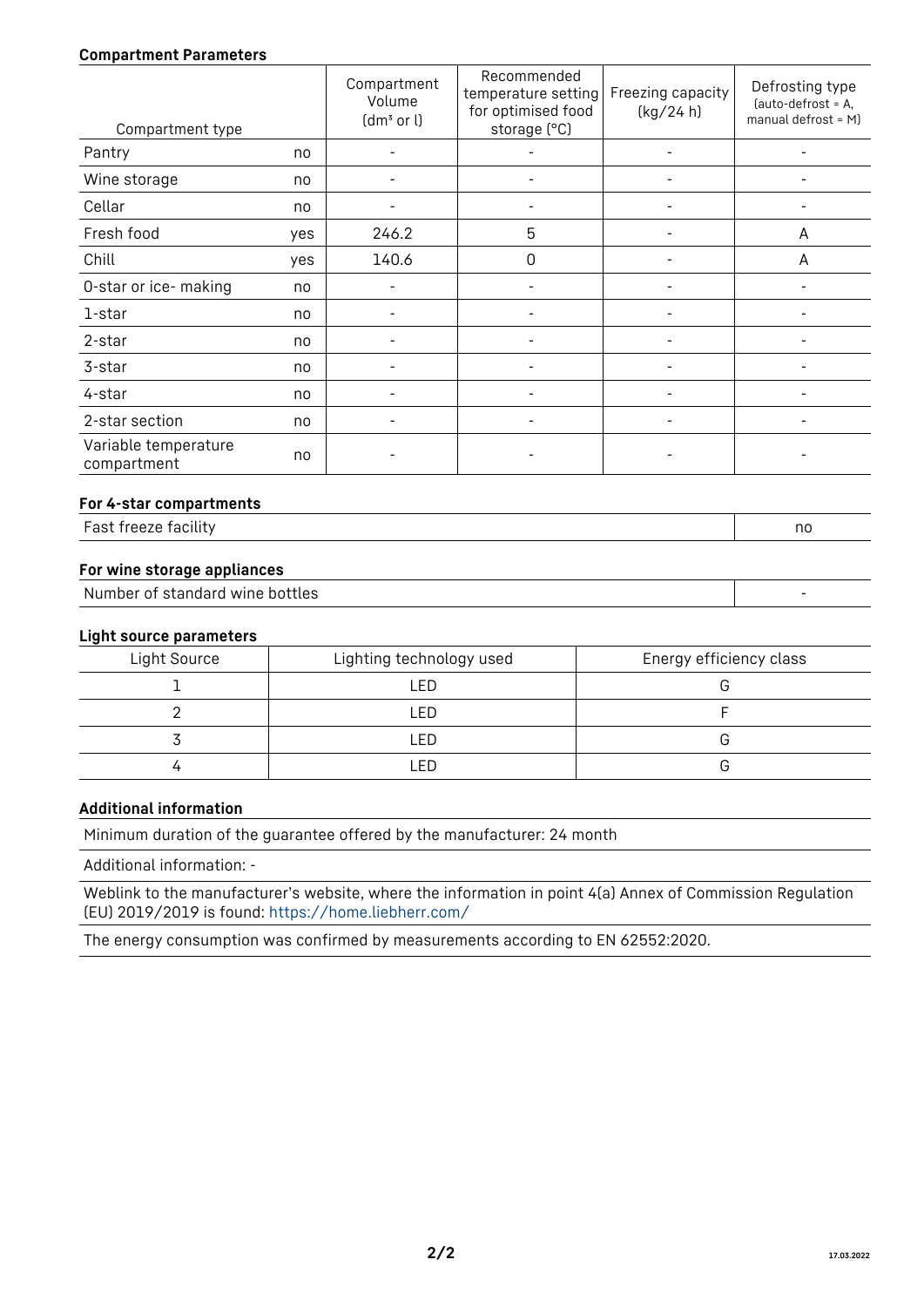**Compartment Parameters**

| Compartment type | | Compartment Volume (dm³ or l) | Recommended temperature setting for optimised food storage (°C) | Freezing capacity (kg/24 h) | Defrosting type (auto-defrost = A, manual defrost = M) |
|---|---|---|---|---|---|
| Pantry | no | - | - | - | - |
| Wine storage | no | - | - | - | - |
| Cellar | no | - | - | - | - |
| Fresh food | yes | 246.2 | 5 | - | A |
| Chill | yes | 140.6 | 0 | - | A |
| 0-star or ice- making | no | - | - | - | - |
| 1-star | no | - | - | - | - |
| 2-star | no | - | - | - | - |
| 3-star | no | - | - | - | - |
| 4-star | no | - | - | - | - |
| 2-star section | no | - | - | - | - |
| Variable temperature compartment | no | - | - | - | - |

**For 4-star compartments**

| | |
|---|---|
| Fast freeze facility | no |

**For wine storage appliances**

| | |
|---|---|
| Number of standard wine bottles | - |

**Light source parameters**

| Light Source | Lighting technology used | Energy efficiency class |
|---|---|---|
| 1 | LED | G |
| 2 | LED | F |
| 3 | LED | G |
| 4 | LED | G |

**Additional information**

Minimum duration of the guarantee offered by the manufacturer: 24 month

Additional information: -

Weblink to the manufacturer's website, where the information in point 4(a) Annex of Commission Regulation (EU) 2019/2019 is found: https://home.liebherr.com/

The energy consumption was confirmed by measurements according to EN 62552:2020.

17.03.2022